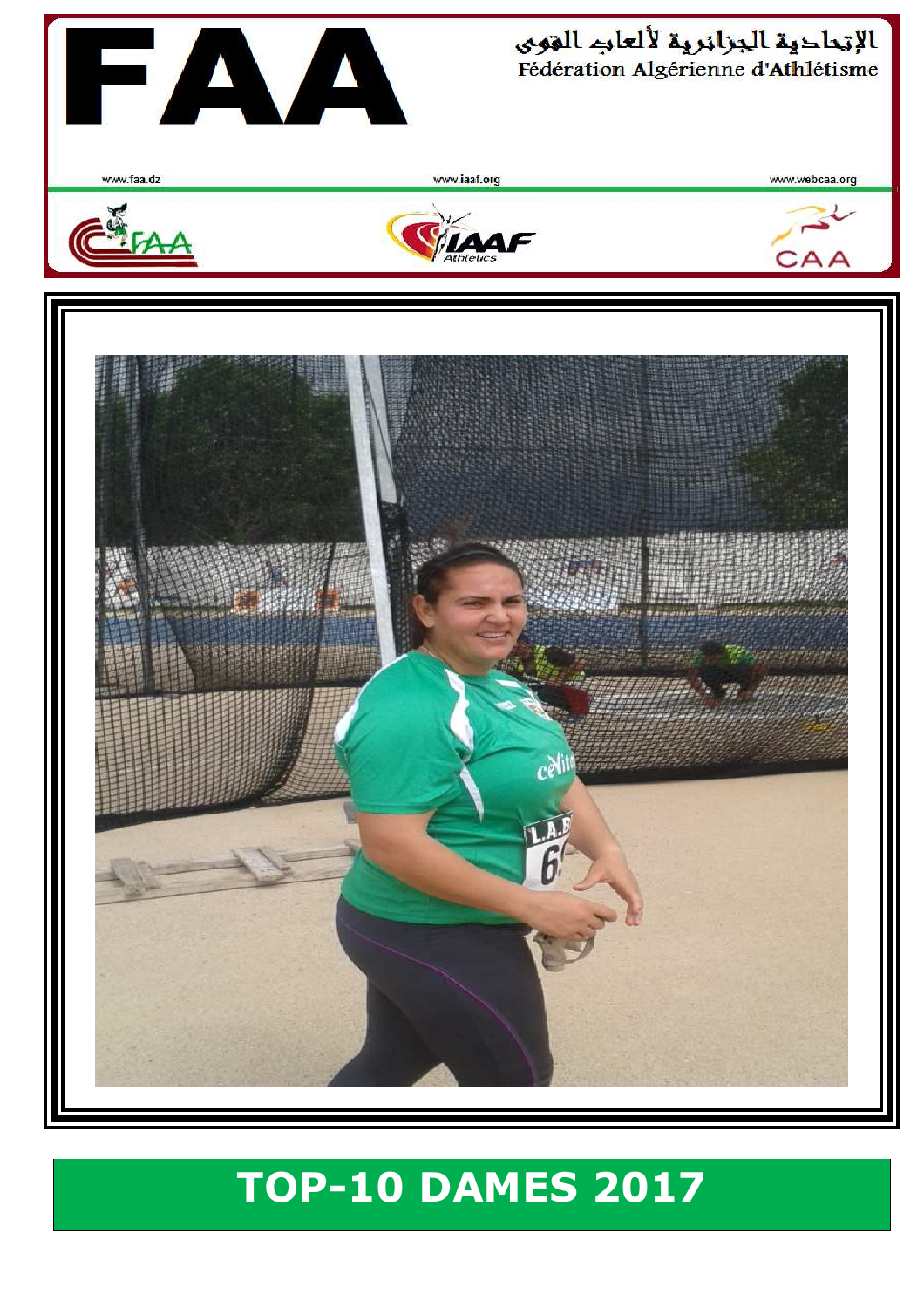# FAA

الإتحادية الجزائرية لألعاب القوى

Fédération Algérienne d'Athlétisme

www.faa.dz www.iaaf.org www.webcaa.org

# TOP-10 DAMES 2017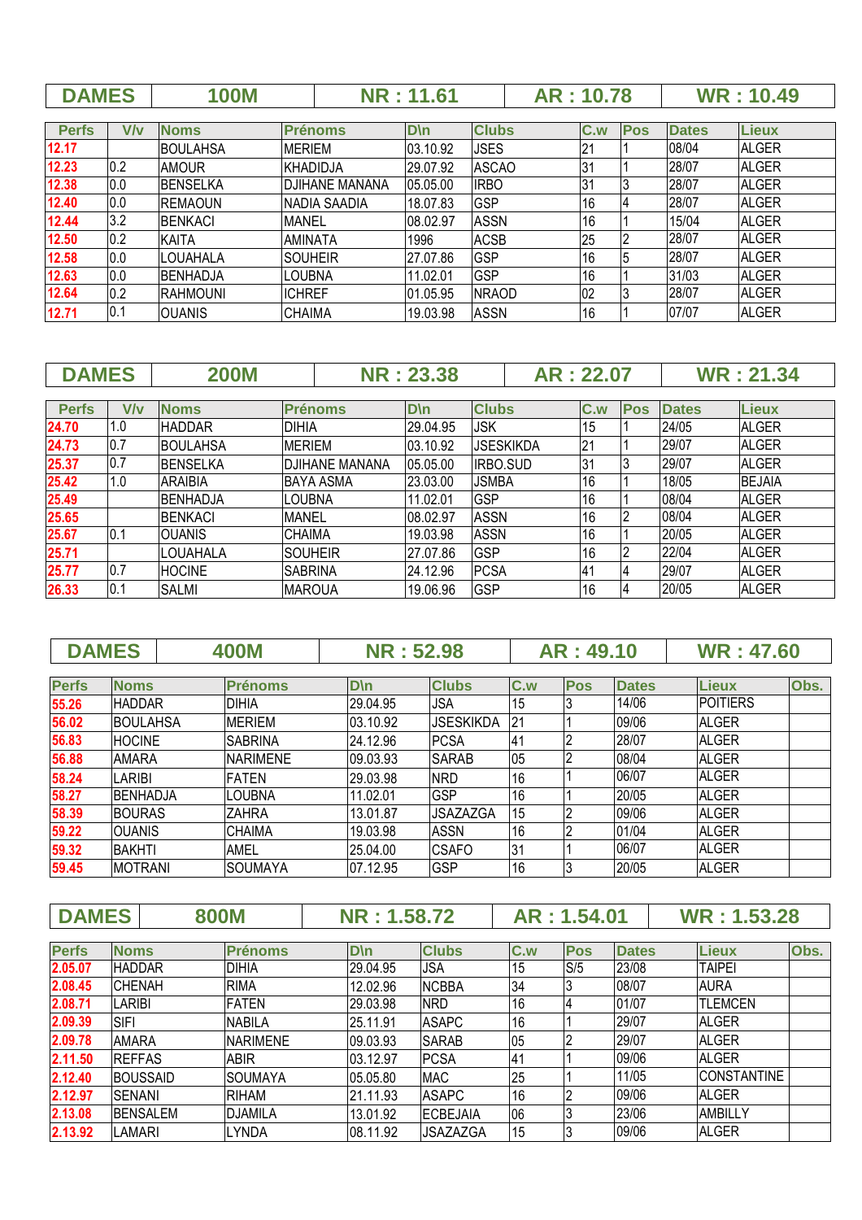| DAMES | 100M | NR : 11.61 | AR : 10.78 | WR : 10.49 |
|---|---|---|---|---|

| Perfs | V/v | Noms | Prénoms | D\n | Clubs | C.w | Pos | Dates | Lieux |
|---|---|---|---|---|---|---|---|---|---|
| 12.17 | | BOULAHSA | MERIEM | 03.10.92 | JSES | 21 | 1 | 08/04 | ALGER |
| 12.23 | 0.2 | AMOUR | KHADIDJA | 29.07.92 | ASCAO | 31 | 1 | 28/07 | ALGER |
| 12.38 | 0.0 | BENSELKA | DJIHANE MANANA | 05.05.00 | IRBO | 31 | 3 | 28/07 | ALGER |
| 12.40 | 0.0 | REMAOUN | NADIA SAADIA | 18.07.83 | GSP | 16 | 4 | 28/07 | ALGER |
| 12.44 | 3.2 | BENKACI | MANEL | 08.02.97 | ASSN | 16 | 1 | 15/04 | ALGER |
| 12.50 | 0.2 | KAITA | AMINATA | 1996 | ACSB | 25 | 2 | 28/07 | ALGER |
| 12.58 | 0.0 | LOUAHALA | SOUHEIR | 27.07.86 | GSP | 16 | 5 | 28/07 | ALGER |
| 12.63 | 0.0 | BENHADJA | LOUBNA | 11.02.01 | GSP | 16 | 1 | 31/03 | ALGER |
| 12.64 | 0.2 | RAHMOUNI | ICHREF | 01.05.95 | NRAOD | 02 | 3 | 28/07 | ALGER |
| 12.71 | 0.1 | OUANIS | CHAIMA | 19.03.98 | ASSN | 16 | 1 | 07/07 | ALGER |

| DAMES | 200M | NR : 23.38 | AR : 22.07 | WR : 21.34 |
|---|---|---|---|---|

| Perfs | V/v | Noms | Prénoms | D\n | Clubs | C.w | Pos | Dates | Lieux |
|---|---|---|---|---|---|---|---|---|---|
| 24.70 | 1.0 | HADDAR | DIHIA | 29.04.95 | JSK | 15 | 1 | 24/05 | ALGER |
| 24.73 | 0.7 | BOULAHSA | MERIEM | 03.10.92 | JSESKIKDA | 21 | 1 | 29/07 | ALGER |
| 25.37 | 0.7 | BENSELKA | DJIHANE MANANA | 05.05.00 | IRBO.SUD | 31 | 3 | 29/07 | ALGER |
| 25.42 | 1.0 | ARAIBIA | BAYA ASMA | 23.03.00 | JSMBA | 16 | 1 | 18/05 | BEJAIA |
| 25.49 | | BENHADJA | LOUBNA | 11.02.01 | GSP | 16 | 1 | 08/04 | ALGER |
| 25.65 | | BENKACI | MANEL | 08.02.97 | ASSN | 16 | 2 | 08/04 | ALGER |
| 25.67 | 0.1 | OUANIS | CHAIMA | 19.03.98 | ASSN | 16 | 1 | 20/05 | ALGER |
| 25.71 | | LOUAHALA | SOUHEIR | 27.07.86 | GSP | 16 | 2 | 22/04 | ALGER |
| 25.77 | 0.7 | HOCINE | SABRINA | 24.12.96 | PCSA | 41 | 4 | 29/07 | ALGER |
| 26.33 | 0.1 | SALMI | MAROUA | 19.06.96 | GSP | 16 | 4 | 20/05 | ALGER |

| DAMES | 400M | NR : 52.98 | AR : 49.10 | WR : 47.60 |
|---|---|---|---|---|

| Perfs | Noms | Prénoms | D\n | Clubs | C.w | Pos | Dates | Lieux | Obs. |
|---|---|---|---|---|---|---|---|---|---|
| 55.26 | HADDAR | DIHIA | 29.04.95 | JSA | 15 | 3 | 14/06 | POITIERS | |
| 56.02 | BOULAHSA | MERIEM | 03.10.92 | JSESKIKDA | 21 | 1 | 09/06 | ALGER | |
| 56.83 | HOCINE | SABRINA | 24.12.96 | PCSA | 41 | 2 | 28/07 | ALGER | |
| 56.88 | AMARA | NARIMENE | 09.03.93 | SARAB | 05 | 2 | 08/04 | ALGER | |
| 58.24 | LARIBI | FATEN | 29.03.98 | NRD | 16 | 1 | 06/07 | ALGER | |
| 58.27 | BENHADJA | LOUBNA | 11.02.01 | GSP | 16 | 1 | 20/05 | ALGER | |
| 58.39 | BOURAS | ZAHRA | 13.01.87 | JSAZAZGA | 15 | 2 | 09/06 | ALGER | |
| 59.22 | OUANIS | CHAIMA | 19.03.98 | ASSN | 16 | 2 | 01/04 | ALGER | |
| 59.32 | BAKHTI | AMEL | 25.04.00 | CSAFO | 31 | 1 | 06/07 | ALGER | |
| 59.45 | MOTRANI | SOUMAYA | 07.12.95 | GSP | 16 | 3 | 20/05 | ALGER | |

| DAMES | 800M | NR : 1.58.72 | AR : 1.54.01 | WR : 1.53.28 |
|---|---|---|---|---|

| Perfs | Noms | Prénoms | D\n | Clubs | C.w | Pos | Dates | Lieux | Obs. |
|---|---|---|---|---|---|---|---|---|---|
| 2.05.07 | HADDAR | DIHIA | 29.04.95 | JSA | 15 | S/5 | 23/08 | TAIPEI | |
| 2.08.45 | CHENAH | RIMA | 12.02.96 | NCBBA | 34 | 3 | 08/07 | AURA | |
| 2.08.71 | LARIBI | FATEN | 29.03.98 | NRD | 16 | 4 | 01/07 | TLEMCEN | |
| 2.09.39 | SIFI | NABILA | 25.11.91 | ASAPC | 16 | 1 | 29/07 | ALGER | |
| 2.09.78 | AMARA | NARIMENE | 09.03.93 | SARAB | 05 | 2 | 29/07 | ALGER | |
| 2.11.50 | REFFAS | ABIR | 03.12.97 | PCSA | 41 | 1 | 09/06 | ALGER | |
| 2.12.40 | BOUSSAID | SOUMAYA | 05.05.80 | MAC | 25 | 1 | 11/05 | CONSTANTINE | |
| 2.12.97 | SENANI | RIHAM | 21.11.93 | ASAPC | 16 | 2 | 09/06 | ALGER | |
| 2.13.08 | BENSALEM | DJAMILA | 13.01.92 | ECBEJAIA | 06 | 3 | 23/06 | AMBILLY | |
| 2.13.92 | LAMARI | LYNDA | 08.11.92 | JSAZAZGA | 15 | 3 | 09/06 | ALGER | |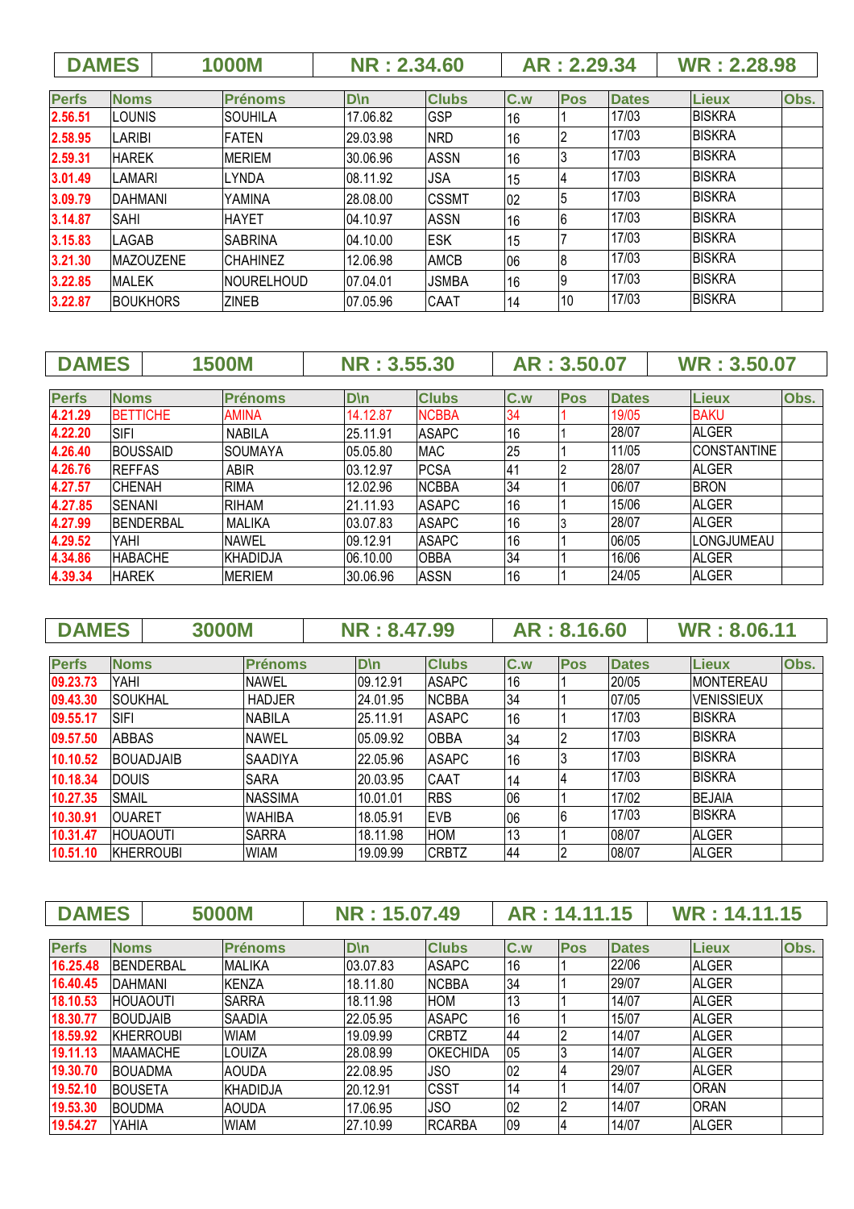| DAMES | 1000M | NR : 2.34.60 | AR : 2.29.34 | WR : 2.28.98 |
|---|---|---|---|---|

| Perfs | Noms | Prénoms | D\n | Clubs | C.w | Pos | Dates | Lieux | Obs. |
|---|---|---|---|---|---|---|---|---|---|
| 2.56.51 | LOUNIS | SOUHILA | 17.06.82 | GSP | 16 | 1 | 17/03 | BISKRA | |
| 2.58.95 | LARIBI | FATEN | 29.03.98 | NRD | 16 | 2 | 17/03 | BISKRA | |
| 2.59.31 | HAREK | MERIEM | 30.06.96 | ASSN | 16 | 3 | 17/03 | BISKRA | |
| 3.01.49 | LAMARI | LYNDA | 08.11.92 | JSA | 15 | 4 | 17/03 | BISKRA | |
| 3.09.79 | DAHMANI | YAMINA | 28.08.00 | CSSMT | 02 | 5 | 17/03 | BISKRA | |
| 3.14.87 | SAHI | HAYET | 04.10.97 | ASSN | 16 | 6 | 17/03 | BISKRA | |
| 3.15.83 | LAGAB | SABRINA | 04.10.00 | ESK | 15 | 7 | 17/03 | BISKRA | |
| 3.21.30 | MAZOUZENE | CHAHINEZ | 12.06.98 | AMCB | 06 | 8 | 17/03 | BISKRA | |
| 3.22.85 | MALEK | NOURELHOUD | 07.04.01 | JSMBA | 16 | 9 | 17/03 | BISKRA | |
| 3.22.87 | BOUKHORS | ZINEB | 07.05.96 | CAAT | 14 | 10 | 17/03 | BISKRA | |

| DAMES | 1500M | NR : 3.55.30 | AR : 3.50.07 | WR : 3.50.07 |
|---|---|---|---|---|

| Perfs | Noms | Prénoms | D\n | Clubs | C.w | Pos | Dates | Lieux | Obs. |
|---|---|---|---|---|---|---|---|---|---|
| 4.21.29 | BETTICHE | AMINA | 14.12.87 | NCBBA | 34 | 1 | 19/05 | BAKU | |
| 4.22.20 | SIFI | NABILA | 25.11.91 | ASAPC | 16 | 1 | 28/07 | ALGER | |
| 4.26.40 | BOUSSAID | SOUMAYA | 05.05.80 | MAC | 25 | 1 | 11/05 | CONSTANTINE | |
| 4.26.76 | REFFAS | ABIR | 03.12.97 | PCSA | 41 | 2 | 28/07 | ALGER | |
| 4.27.57 | CHENAH | RIMA | 12.02.96 | NCBBA | 34 | 1 | 06/07 | BRON | |
| 4.27.85 | SENANI | RIHAM | 21.11.93 | ASAPC | 16 | 1 | 15/06 | ALGER | |
| 4.27.99 | BENDERBAL | MALIKA | 03.07.83 | ASAPC | 16 | 3 | 28/07 | ALGER | |
| 4.29.52 | YAHI | NAWEL | 09.12.91 | ASAPC | 16 | 1 | 06/05 | LONGJUMEAU | |
| 4.34.86 | HABACHE | KHADIDJA | 06.10.00 | OBBA | 34 | 1 | 16/06 | ALGER | |
| 4.39.34 | HAREK | MERIEM | 30.06.96 | ASSN | 16 | 1 | 24/05 | ALGER | |

| DAMES | 3000M | NR : 8.47.99 | AR : 8.16.60 | WR : 8.06.11 |
|---|---|---|---|---|

| Perfs | Noms | Prénoms | D\n | Clubs | C.w | Pos | Dates | Lieux | Obs. |
|---|---|---|---|---|---|---|---|---|---|
| 09.23.73 | YAHI | NAWEL | 09.12.91 | ASAPC | 16 | 1 | 20/05 | MONTEREAU | |
| 09.43.30 | SOUKHAL | HADJER | 24.01.95 | NCBBA | 34 | 1 | 07/05 | VENISSIEUX | |
| 09.55.17 | SIFI | NABILA | 25.11.91 | ASAPC | 16 | 1 | 17/03 | BISKRA | |
| 09.57.50 | ABBAS | NAWEL | 05.09.92 | OBBA | 34 | 2 | 17/03 | BISKRA | |
| 10.10.52 | BOUADJAIB | SAADIYA | 22.05.96 | ASAPC | 16 | 3 | 17/03 | BISKRA | |
| 10.18.34 | DOUIS | SARA | 20.03.95 | CAAT | 14 | 4 | 17/03 | BISKRA | |
| 10.27.35 | SMAIL | NASSIMA | 10.01.01 | RBS | 06 | 1 | 17/02 | BEJAIA | |
| 10.30.91 | OUARET | WAHIBA | 18.05.91 | EVB | 06 | 6 | 17/03 | BISKRA | |
| 10.31.47 | HOUAOUTI | SARRA | 18.11.98 | HOM | 13 | 1 | 08/07 | ALGER | |
| 10.51.10 | KHERROUBI | WIAM | 19.09.99 | CRBTZ | 44 | 2 | 08/07 | ALGER | |

| DAMES | 5000M | NR : 15.07.49 | AR : 14.11.15 | WR : 14.11.15 |
|---|---|---|---|---|

| Perfs | Noms | Prénoms | D\n | Clubs | C.w | Pos | Dates | Lieux | Obs. |
|---|---|---|---|---|---|---|---|---|---|
| 16.25.48 | BENDERBAL | MALIKA | 03.07.83 | ASAPC | 16 | 1 | 22/06 | ALGER | |
| 16.40.45 | DAHMANI | KENZA | 18.11.80 | NCBBA | 34 | 1 | 29/07 | ALGER | |
| 18.10.53 | HOUAOUTI | SARRA | 18.11.98 | HOM | 13 | 1 | 14/07 | ALGER | |
| 18.30.77 | BOUDJAIB | SAADIA | 22.05.95 | ASAPC | 16 | 1 | 15/07 | ALGER | |
| 18.59.92 | KHERROUBI | WIAM | 19.09.99 | CRBTZ | 44 | 2 | 14/07 | ALGER | |
| 19.11.13 | MAAMACHE | LOUIZA | 28.08.99 | OKECHIDA | 05 | 3 | 14/07 | ALGER | |
| 19.30.70 | BOUADMA | AOUDA | 22.08.95 | JSO | 02 | 4 | 29/07 | ALGER | |
| 19.52.10 | BOUSETA | KHADIDJA | 20.12.91 | CSST | 14 | 1 | 14/07 | ORAN | |
| 19.53.30 | BOUDMA | AOUDA | 17.06.95 | JSO | 02 | 2 | 14/07 | ORAN | |
| 19.54.27 | YAHIA | WIAM | 27.10.99 | RCARBA | 09 | 4 | 14/07 | ALGER | |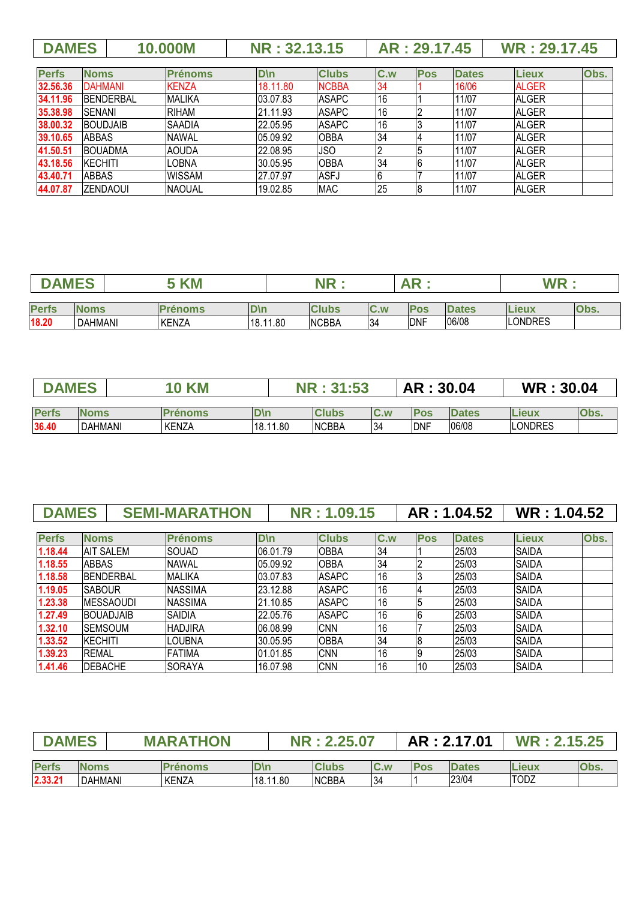| DAMES | 10.000M | NR : 32.13.15 | AR : 29.17.45 | WR : 29.17.45 |
|---|---|---|---|---|

| Perfs | Noms | Prénoms | D\n | Clubs | C.w | Pos | Dates | Lieux | Obs. |
|---|---|---|---|---|---|---|---|---|---|
| 32.56.36 | DAHMANI | KENZA | 18.11.80 | NCBBA | 34 | 1 | 16/06 | ALGER | |
| 34.11.96 | BENDERBAL | MALIKA | 03.07.83 | ASAPC | 16 | 1 | 11/07 | ALGER | |
| 35.38.98 | SENANI | RIHAM | 21.11.93 | ASAPC | 16 | 2 | 11/07 | ALGER | |
| 38.00.32 | BOUDJAIB | SAADIA | 22.05.95 | ASAPC | 16 | 3 | 11/07 | ALGER | |
| 39.10.65 | ABBAS | NAWAL | 05.09.92 | OBBA | 34 | 4 | 11/07 | ALGER | |
| 41.50.51 | BOUADMA | AOUDA | 22.08.95 | JSO | 2 | 5 | 11/07 | ALGER | |
| 43.18.56 | KECHITI | LOBNA | 30.05.95 | OBBA | 34 | 6 | 11/07 | ALGER | |
| 43.40.71 | ABBAS | WISSAM | 27.07.97 | ASFJ | 6 | 7 | 11/07 | ALGER | |
| 44.07.87 | ZENDAOUI | NAOUAL | 19.02.85 | MAC | 25 | 8 | 11/07 | ALGER | |

| DAMES | 5 KM | NR : | AR : | WR : |
|---|---|---|---|---|

| Perfs | Noms | Prénoms | D\n | Clubs | C.w | Pos | Dates | Lieux | Obs. |
|---|---|---|---|---|---|---|---|---|---|
| 18.20 | DAHMANI | KENZA | 18.11.80 | NCBBA | 34 | DNF | 06/08 | LONDRES | |

| DAMES | 10 KM | NR : 31:53 | AR : 30.04 | WR : 30.04 |
|---|---|---|---|---|

| Perfs | Noms | Prénoms | D\n | Clubs | C.w | Pos | Dates | Lieux | Obs. |
|---|---|---|---|---|---|---|---|---|---|
| 36.40 | DAHMANI | KENZA | 18.11.80 | NCBBA | 34 | DNF | 06/08 | LONDRES | |

| DAMES | SEMI-MARATHON | NR : 1.09.15 | AR : 1.04.52 | WR : 1.04.52 |
|---|---|---|---|---|

| Perfs | Noms | Prénoms | D\n | Clubs | C.w | Pos | Dates | Lieux | Obs. |
|---|---|---|---|---|---|---|---|---|---|
| 1.18.44 | AIT SALEM | SOUAD | 06.01.79 | OBBA | 34 | 1 | 25/03 | SAIDA | |
| 1.18.55 | ABBAS | NAWAL | 05.09.92 | OBBA | 34 | 2 | 25/03 | SAIDA | |
| 1.18.58 | BENDERBAL | MALIKA | 03.07.83 | ASAPC | 16 | 3 | 25/03 | SAIDA | |
| 1.19.05 | SABOUR | NASSIMA | 23.12.88 | ASAPC | 16 | 4 | 25/03 | SAIDA | |
| 1.23.38 | MESSAOUDI | NASSIMA | 21.10.85 | ASAPC | 16 | 5 | 25/03 | SAIDA | |
| 1.27.49 | BOUADJAIB | SAIDIA | 22.05.76 | ASAPC | 16 | 6 | 25/03 | SAIDA | |
| 1.32.10 | SEMSOUM | HADJIRA | 06.08.99 | CNN | 16 | 7 | 25/03 | SAIDA | |
| 1.33.52 | KECHITI | LOUBNA | 30.05.95 | OBBA | 34 | 8 | 25/03 | SAIDA | |
| 1.39.23 | REMAL | FATIMA | 01.01.85 | CNN | 16 | 9 | 25/03 | SAIDA | |
| 1.41.46 | DEBACHE | SORAYA | 16.07.98 | CNN | 16 | 10 | 25/03 | SAIDA | |

| DAMES | MARATHON | NR : 2.25.07 | AR : 2.17.01 | WR : 2.15.25 |
|---|---|---|---|---|

| Perfs | Noms | Prénoms | D\n | Clubs | C.w | Pos | Dates | Lieux | Obs. |
|---|---|---|---|---|---|---|---|---|---|
| 2.33.21 | DAHMANI | KENZA | 18.11.80 | NCBBA | 34 | 1 | 23/04 | TODZ | |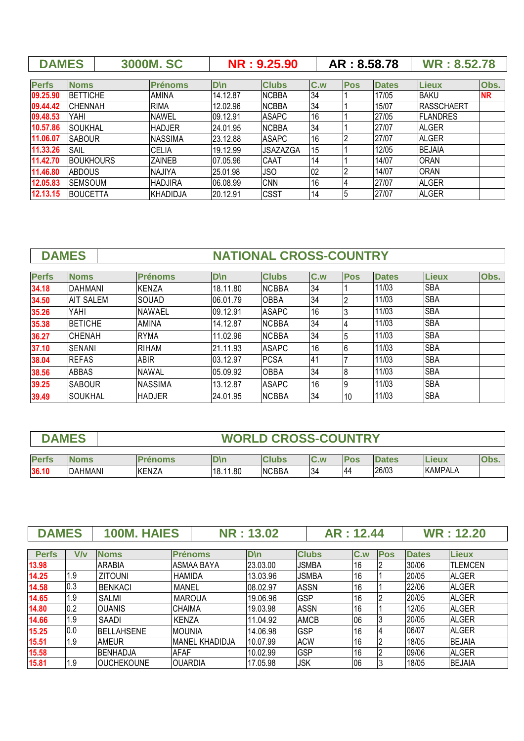## DAMES — 3000M. SC — NR : 9.25.90 — AR : 8.58.78 — WR : 8.52.78

| Perfs | Noms | Prénoms | D\n | Clubs | C.w | Pos | Dates | Lieux | Obs. |
|---|---|---|---|---|---|---|---|---|---|
| 09.25.90 | BETTICHE | AMINA | 14.12.87 | NCBBA | 34 | 1 | 17/05 | BAKU | NR |
| 09.44.42 | CHENNAH | RIMA | 12.02.96 | NCBBA | 34 | 1 | 15/07 | RASSCHAERT | |
| 09.48.53 | YAHI | NAWEL | 09.12.91 | ASAPC | 16 | 1 | 27/05 | FLANDRES | |
| 10.57.86 | SOUKHAL | HADJER | 24.01.95 | NCBBA | 34 | 1 | 27/07 | ALGER | |
| 11.06.07 | SABOUR | NASSIMA | 23.12.88 | ASAPC | 16 | 2 | 27/07 | ALGER | |
| 11.33.26 | SAIL | CELIA | 19.12.99 | JSAZAZGA | 15 | 1 | 12/05 | BEJAIA | |
| 11.42.70 | BOUKHOURS | ZAINEB | 07.05.96 | CAAT | 14 | 1 | 14/07 | ORAN | |
| 11.46.80 | ABDOUS | NAJIYA | 25.01.98 | JSO | 02 | 2 | 14/07 | ORAN | |
| 12.05.83 | SEMSOUM | HADJIRA | 06.08.99 | CNN | 16 | 4 | 27/07 | ALGER | |
| 12.13.15 | BOUCETTA | KHADIDJA | 20.12.91 | CSST | 14 | 5 | 27/07 | ALGER | |

## DAMES — NATIONAL CROSS-COUNTRY

| Perfs | Noms | Prénoms | D\n | Clubs | C.w | Pos | Dates | Lieux | Obs. |
|---|---|---|---|---|---|---|---|---|---|
| 34.18 | DAHMANI | KENZA | 18.11.80 | NCBBA | 34 | 1 | 11/03 | SBA | |
| 34.50 | AIT SALEM | SOUAD | 06.01.79 | OBBA | 34 | 2 | 11/03 | SBA | |
| 35.26 | YAHI | NAWAEL | 09.12.91 | ASAPC | 16 | 3 | 11/03 | SBA | |
| 35.38 | BETICHE | AMINA | 14.12.87 | NCBBA | 34 | 4 | 11/03 | SBA | |
| 36.27 | CHENAH | RYMA | 11.02.96 | NCBBA | 34 | 5 | 11/03 | SBA | |
| 37.10 | SENANI | RIHAM | 21.11.93 | ASAPC | 16 | 6 | 11/03 | SBA | |
| 38.04 | REFAS | ABIR | 03.12.97 | PCSA | 41 | 7 | 11/03 | SBA | |
| 38.56 | ABBAS | NAWAL | 05.09.92 | OBBA | 34 | 8 | 11/03 | SBA | |
| 39.25 | SABOUR | NASSIMA | 13.12.87 | ASAPC | 16 | 9 | 11/03 | SBA | |
| 39.49 | SOUKHAL | HADJER | 24.01.95 | NCBBA | 34 | 10 | 11/03 | SBA | |

## DAMES — WORLD CROSS-COUNTRY

| Perfs | Noms | Prénoms | D\n | Clubs | C.w | Pos | Dates | Lieux | Obs. |
|---|---|---|---|---|---|---|---|---|---|
| 36.10 | DAHMANI | KENZA | 18.11.80 | NCBBA | 34 | 44 | 26/03 | KAMPALA | |

## DAMES — 100M. HAIES — NR : 13.02 — AR : 12.44 — WR : 12.20

| Perfs | V/v | Noms | Prénoms | D\n | Clubs | C.w | Pos | Dates | Lieux |
|---|---|---|---|---|---|---|---|---|---|
| 13.98 | | ARABIA | ASMAA BAYA | 23.03.00 | JSMBA | 16 | 2 | 30/06 | TLEMCEN |
| 14.25 | 1.9 | ZITOUNI | HAMIDA | 13.03.96 | JSMBA | 16 | 1 | 20/05 | ALGER |
| 14.58 | 0.3 | BENKACI | MANEL | 08.02.97 | ASSN | 16 | 1 | 22/06 | ALGER |
| 14.65 | 1.9 | SALMI | MAROUA | 19.06.96 | GSP | 16 | 2 | 20/05 | ALGER |
| 14.80 | 0.2 | OUANIS | CHAIMA | 19.03.98 | ASSN | 16 | 1 | 12/05 | ALGER |
| 14.66 | 1.9 | SAADI | KENZA | 11.04.92 | AMCB | 06 | 3 | 20/05 | ALGER |
| 15.25 | 0.0 | BELLAHSENE | MOUNIA | 14.06.98 | GSP | 16 | 4 | 06/07 | ALGER |
| 15.51 | 1.9 | AMEUR | MANEL KHADIDJA | 10.07.99 | ACW | 16 | 2 | 18/05 | BEJAIA |
| 15.58 | | BENHADJA | AFAF | 10.02.99 | GSP | 16 | 2 | 09/06 | ALGER |
| 15.81 | 1.9 | OUCHEKOUNE | OUARDIA | 17.05.98 | JSK | 06 | 3 | 18/05 | BEJAIA |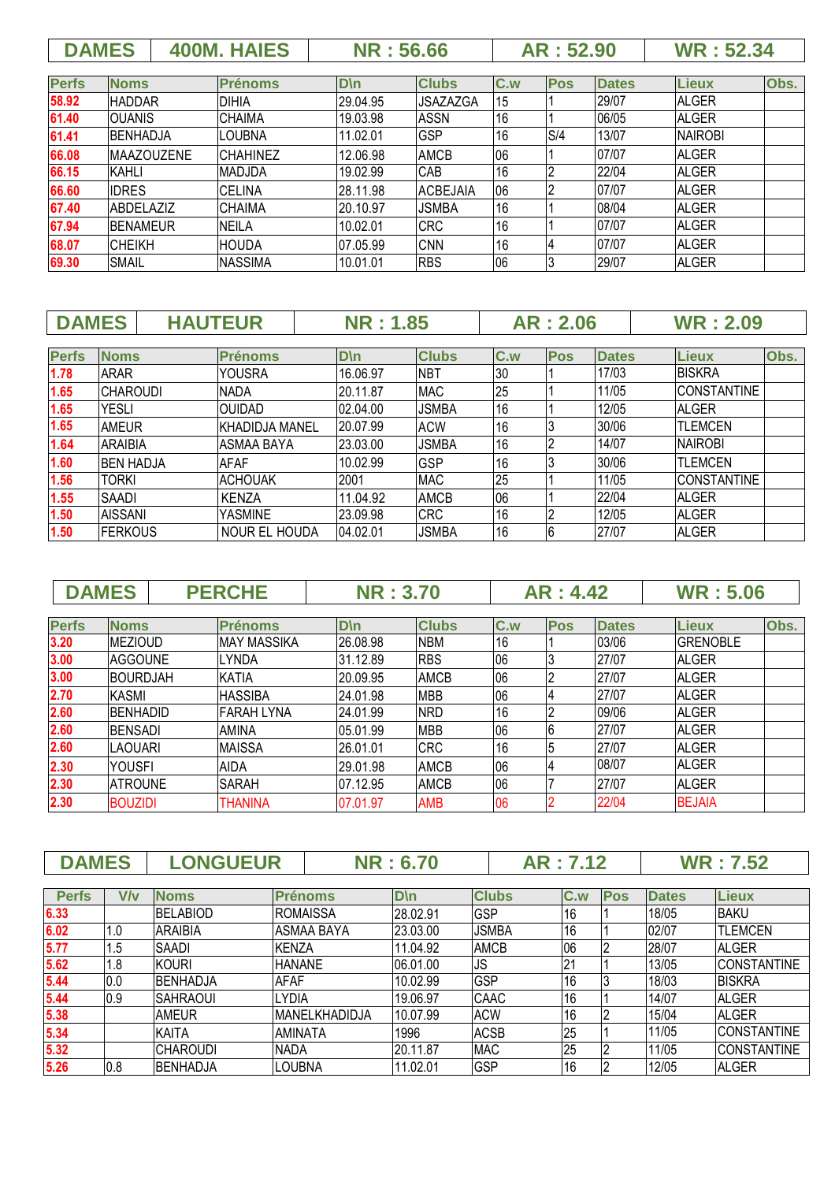| DAMES | 400M. HAIES | NR : 56.66 | AR : 52.90 | WR : 52.34 |
|---|---|---|---|---|

| Perfs | Noms | Prénoms | D\n | Clubs | C.w | Pos | Dates | Lieux | Obs. |
|---|---|---|---|---|---|---|---|---|---|
| 58.92 | HADDAR | DIHIA | 29.04.95 | JSAZAZGA | 15 | 1 | 29/07 | ALGER | |
| 61.40 | OUANIS | CHAIMA | 19.03.98 | ASSN | 16 | 1 | 06/05 | ALGER | |
| 61.41 | BENHADJA | LOUBNA | 11.02.01 | GSP | 16 | S/4 | 13/07 | NAIROBI | |
| 66.08 | MAAZOUZENE | CHAHINEZ | 12.06.98 | AMCB | 06 | 1 | 07/07 | ALGER | |
| 66.15 | KAHLI | MADJDA | 19.02.99 | CAB | 16 | 2 | 22/04 | ALGER | |
| 66.60 | IDRES | CELINA | 28.11.98 | ACBEJAIA | 06 | 2 | 07/07 | ALGER | |
| 67.40 | ABDELAZIZ | CHAIMA | 20.10.97 | JSMBA | 16 | 1 | 08/04 | ALGER | |
| 67.94 | BENAMEUR | NEILA | 10.02.01 | CRC | 16 | 1 | 07/07 | ALGER | |
| 68.07 | CHEIKH | HOUDA | 07.05.99 | CNN | 16 | 4 | 07/07 | ALGER | |
| 69.30 | SMAIL | NASSIMA | 10.01.01 | RBS | 06 | 3 | 29/07 | ALGER | |

| DAMES | HAUTEUR | NR : 1.85 | AR : 2.06 | WR : 2.09 |
|---|---|---|---|---|

| Perfs | Noms | Prénoms | D\n | Clubs | C.w | Pos | Dates | Lieux | Obs. |
|---|---|---|---|---|---|---|---|---|---|
| 1.78 | ARAR | YOUSRA | 16.06.97 | NBT | 30 | 1 | 17/03 | BISKRA | |
| 1.65 | CHAROUDI | NADA | 20.11.87 | MAC | 25 | 1 | 11/05 | CONSTANTINE | |
| 1.65 | YESLI | OUIDAD | 02.04.00 | JSMBA | 16 | 1 | 12/05 | ALGER | |
| 1.65 | AMEUR | KHADIDJA MANEL | 20.07.99 | ACW | 16 | 3 | 30/06 | TLEMCEN | |
| 1.64 | ARAIBIA | ASMAA BAYA | 23.03.00 | JSMBA | 16 | 2 | 14/07 | NAIROBI | |
| 1.60 | BEN HADJA | AFAF | 10.02.99 | GSP | 16 | 3 | 30/06 | TLEMCEN | |
| 1.56 | TORKI | ACHOUAK | 2001 | MAC | 25 | 1 | 11/05 | CONSTANTINE | |
| 1.55 | SAADI | KENZA | 11.04.92 | AMCB | 06 | 1 | 22/04 | ALGER | |
| 1.50 | AISSANI | YASMINE | 23.09.98 | CRC | 16 | 2 | 12/05 | ALGER | |
| 1.50 | FERKOUS | NOUR EL HOUDA | 04.02.01 | JSMBA | 16 | 6 | 27/07 | ALGER | |

| DAMES | PERCHE | NR : 3.70 | AR : 4.42 | WR : 5.06 |
|---|---|---|---|---|

| Perfs | Noms | Prénoms | D\n | Clubs | C.w | Pos | Dates | Lieux | Obs. |
|---|---|---|---|---|---|---|---|---|---|
| 3.20 | MEZIOUD | MAY MASSIKA | 26.08.98 | NBM | 16 | 1 | 03/06 | GRENOBLE | |
| 3.00 | AGGOUNE | LYNDA | 31.12.89 | RBS | 06 | 3 | 27/07 | ALGER | |
| 3.00 | BOURDJAH | KATIA | 20.09.95 | AMCB | 06 | 2 | 27/07 | ALGER | |
| 2.70 | KASMI | HASSIBA | 24.01.98 | MBB | 06 | 4 | 27/07 | ALGER | |
| 2.60 | BENHADID | FARAH LYNA | 24.01.99 | NRD | 16 | 2 | 09/06 | ALGER | |
| 2.60 | BENSADI | AMINA | 05.01.99 | MBB | 06 | 6 | 27/07 | ALGER | |
| 2.60 | LAOUARI | MAISSA | 26.01.01 | CRC | 16 | 5 | 27/07 | ALGER | |
| 2.30 | YOUSFI | AIDA | 29.01.98 | AMCB | 06 | 4 | 08/07 | ALGER | |
| 2.30 | ATROUNE | SARAH | 07.12.95 | AMCB | 06 | 7 | 27/07 | ALGER | |
| 2.30 | BOUZIDI | THANINA | 07.01.97 | AMB | 06 | 2 | 22/04 | BEJAIA | |

| DAMES | LONGUEUR | NR : 6.70 | AR : 7.12 | WR : 7.52 |
|---|---|---|---|---|

| Perfs | V/v | Noms | Prénoms | D\n | Clubs | C.w | Pos | Dates | Lieux |
|---|---|---|---|---|---|---|---|---|---|
| 6.33 | | BELABIOD | ROMAISSA | 28.02.91 | GSP | 16 | 1 | 18/05 | BAKU |
| 6.02 | 1.0 | ARAIBIA | ASMAA BAYA | 23.03.00 | JSMBA | 16 | 1 | 02/07 | TLEMCEN |
| 5.77 | 1.5 | SAADI | KENZA | 11.04.92 | AMCB | 06 | 2 | 28/07 | ALGER |
| 5.62 | 1.8 | KOURI | HANANE | 06.01.00 | JS | 21 | 1 | 13/05 | CONSTANTINE |
| 5.44 | 0.0 | BENHADJA | AFAF | 10.02.99 | GSP | 16 | 3 | 18/03 | BISKRA |
| 5.44 | 0.9 | SAHRAOUI | LYDIA | 19.06.97 | CAAC | 16 | 1 | 14/07 | ALGER |
| 5.38 | | AMEUR | MANELKHADIDJA | 10.07.99 | ACW | 16 | 2 | 15/04 | ALGER |
| 5.34 | | KAITA | AMINATA | 1996 | ACSB | 25 | 1 | 11/05 | CONSTANTINE |
| 5.32 | | CHAROUDI | NADA | 20.11.87 | MAC | 25 | 2 | 11/05 | CONSTANTINE |
| 5.26 | 0.8 | BENHADJA | LOUBNA | 11.02.01 | GSP | 16 | 2 | 12/05 | ALGER |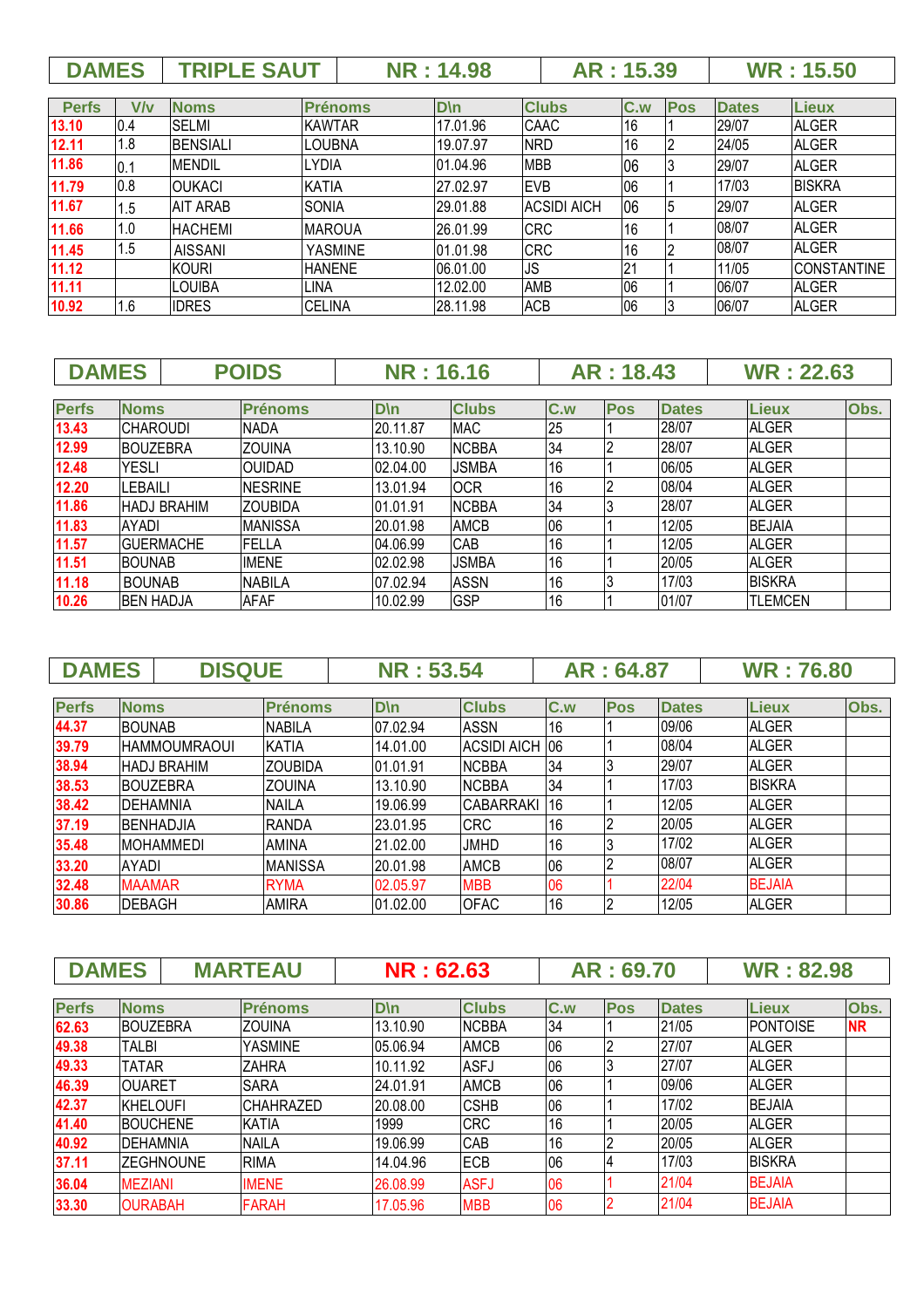| DAMES | TRIPLE SAUT | NR : 14.98 | AR : 15.39 | WR : 15.50 |
|---|---|---|---|---|

| Perfs | V/v | Noms | Prénoms | D\n | Clubs | C.w | Pos | Dates | Lieux |
|---|---|---|---|---|---|---|---|---|---|
| 13.10 | 0.4 | SELMI | KAWTAR | 17.01.96 | CAAC | 16 | 1 | 29/07 | ALGER |
| 12.11 | 1.8 | BENSIALI | LOUBNA | 19.07.97 | NRD | 16 | 2 | 24/05 | ALGER |
| 11.86 | 0.1 | MENDIL | LYDIA | 01.04.96 | MBB | 06 | 3 | 29/07 | ALGER |
| 11.79 | 0.8 | OUKACI | KATIA | 27.02.97 | EVB | 06 | 1 | 17/03 | BISKRA |
| 11.67 | 1.5 | AIT ARAB | SONIA | 29.01.88 | ACSIDI AICH | 06 | 5 | 29/07 | ALGER |
| 11.66 | 1.0 | HACHEMI | MAROUA | 26.01.99 | CRC | 16 | 1 | 08/07 | ALGER |
| 11.45 | 1.5 | AISSANI | YASMINE | 01.01.98 | CRC | 16 | 2 | 08/07 | ALGER |
| 11.12 | | KOURI | HANENE | 06.01.00 | JS | 21 | 1 | 11/05 | CONSTANTINE |
| 11.11 | | LOUIBA | LINA | 12.02.00 | AMB | 06 | 1 | 06/07 | ALGER |
| 10.92 | 1.6 | IDRES | CELINA | 28.11.98 | ACB | 06 | 3 | 06/07 | ALGER |

| DAMES | POIDS | NR : 16.16 | AR : 18.43 | WR : 22.63 |
|---|---|---|---|---|

| Perfs | Noms | Prénoms | D\n | Clubs | C.w | Pos | Dates | Lieux | Obs. |
|---|---|---|---|---|---|---|---|---|---|
| 13.43 | CHAROUDI | NADA | 20.11.87 | MAC | 25 | 1 | 28/07 | ALGER | |
| 12.99 | BOUZEBRA | ZOUINA | 13.10.90 | NCBBA | 34 | 2 | 28/07 | ALGER | |
| 12.48 | YESLI | OUIDAD | 02.04.00 | JSMBA | 16 | 1 | 06/05 | ALGER | |
| 12.20 | LEBAILI | NESRINE | 13.01.94 | OCR | 16 | 2 | 08/04 | ALGER | |
| 11.86 | HADJ BRAHIM | ZOUBIDA | 01.01.91 | NCBBA | 34 | 3 | 28/07 | ALGER | |
| 11.83 | AYADI | MANISSA | 20.01.98 | AMCB | 06 | 1 | 12/05 | BEJAIA | |
| 11.57 | GUERMACHE | FELLA | 04.06.99 | CAB | 16 | 1 | 12/05 | ALGER | |
| 11.51 | BOUNAB | IMENE | 02.02.98 | JSMBA | 16 | 1 | 20/05 | ALGER | |
| 11.18 | BOUNAB | NABILA | 07.02.94 | ASSN | 16 | 3 | 17/03 | BISKRA | |
| 10.26 | BEN HADJA | AFAF | 10.02.99 | GSP | 16 | 1 | 01/07 | TLEMCEN | |

| DAMES | DISQUE | NR : 53.54 | AR : 64.87 | WR : 76.80 |
|---|---|---|---|---|

| Perfs | Noms | Prénoms | D\n | Clubs | C.w | Pos | Dates | Lieux | Obs. |
|---|---|---|---|---|---|---|---|---|---|
| 44.37 | BOUNAB | NABILA | 07.02.94 | ASSN | 16 | 1 | 09/06 | ALGER | |
| 39.79 | HAMMOUMRAOUI | KATIA | 14.01.00 | ACSIDI AICH | 06 | 1 | 08/04 | ALGER | |
| 38.94 | HADJ BRAHIM | ZOUBIDA | 01.01.91 | NCBBA | 34 | 3 | 29/07 | ALGER | |
| 38.53 | BOUZEBRA | ZOUINA | 13.10.90 | NCBBA | 34 | 1 | 17/03 | BISKRA | |
| 38.42 | DEHAMNIA | NAILA | 19.06.99 | CABARRAKI | 16 | 1 | 12/05 | ALGER | |
| 37.19 | BENHADJIA | RANDA | 23.01.95 | CRC | 16 | 2 | 20/05 | ALGER | |
| 35.48 | MOHAMMEDI | AMINA | 21.02.00 | JMHD | 16 | 3 | 17/02 | ALGER | |
| 33.20 | AYADI | MANISSA | 20.01.98 | AMCB | 06 | 2 | 08/07 | ALGER | |
| 32.48 | MAAMAR | RYMA | 02.05.97 | MBB | 06 | 1 | 22/04 | BEJAIA | |
| 30.86 | DEBAGH | AMIRA | 01.02.00 | OFAC | 16 | 2 | 12/05 | ALGER | |

| DAMES | MARTEAU | NR : 62.63 | AR : 69.70 | WR : 82.98 |
|---|---|---|---|---|

| Perfs | Noms | Prénoms | D\n | Clubs | C.w | Pos | Dates | Lieux | Obs. |
|---|---|---|---|---|---|---|---|---|---|
| 62.63 | BOUZEBRA | ZOUINA | 13.10.90 | NCBBA | 34 | 1 | 21/05 | PONTOISE | NR |
| 49.38 | TALBI | YASMINE | 05.06.94 | AMCB | 06 | 2 | 27/07 | ALGER | |
| 49.33 | TATAR | ZAHRA | 10.11.92 | ASFJ | 06 | 3 | 27/07 | ALGER | |
| 46.39 | OUARET | SARA | 24.01.91 | AMCB | 06 | 1 | 09/06 | ALGER | |
| 42.37 | KHELOUFI | CHAHRAZED | 20.08.00 | CSHB | 06 | 1 | 17/02 | BEJAIA | |
| 41.40 | BOUCHENE | KATIA | 1999 | CRC | 16 | 1 | 20/05 | ALGER | |
| 40.92 | DEHAMNIA | NAILA | 19.06.99 | CAB | 16 | 2 | 20/05 | ALGER | |
| 37.11 | ZEGHNOUNE | RIMA | 14.04.96 | ECB | 06 | 4 | 17/03 | BISKRA | |
| 36.04 | MEZIANI | IMENE | 26.08.99 | ASFJ | 06 | 1 | 21/04 | BEJAIA | |
| 33.30 | OURABAH | FARAH | 17.05.96 | MBB | 06 | 2 | 21/04 | BEJAIA | |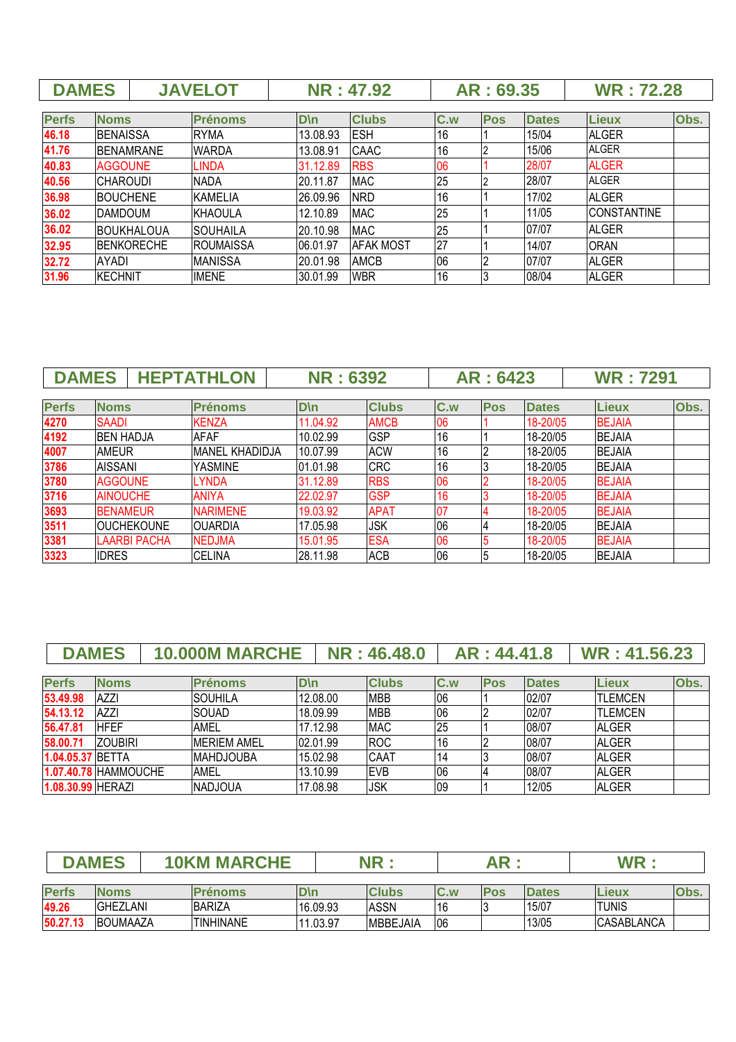| DAMES | JAVELOT | NR : 47.92 | AR : 69.35 | WR : 72.28 |
|---|---|---|---|---|

| Perfs | Noms | Prénoms | D\n | Clubs | C.w | Pos | Dates | Lieux | Obs. |
|---|---|---|---|---|---|---|---|---|---|
| 46.18 | BENAISSA | RYMA | 13.08.93 | ESH | 16 | 1 | 15/04 | ALGER | |
| 41.76 | BENAMRANE | WARDA | 13.08.91 | CAAC | 16 | 2 | 15/06 | ALGER | |
| 40.83 | AGGOUNE | LINDA | 31.12.89 | RBS | 06 | 1 | 28/07 | ALGER | |
| 40.56 | CHAROUDI | NADA | 20.11.87 | MAC | 25 | 2 | 28/07 | ALGER | |
| 36.98 | BOUCHENE | KAMELIA | 26.09.96 | NRD | 16 | 1 | 17/02 | ALGER | |
| 36.02 | DAMDOUM | KHAOULA | 12.10.89 | MAC | 25 | 1 | 11/05 | CONSTANTINE | |
| 36.02 | BOUKHALOUA | SOUHAILA | 20.10.98 | MAC | 25 | 1 | 07/07 | ALGER | |
| 32.95 | BENKORECHE | ROUMAISSA | 06.01.97 | AFAK MOST | 27 | 1 | 14/07 | ORAN | |
| 32.72 | AYADI | MANISSA | 20.01.98 | AMCB | 06 | 2 | 07/07 | ALGER | |
| 31.96 | KECHNIT | IMENE | 30.01.99 | WBR | 16 | 3 | 08/04 | ALGER | |

| DAMES | HEPTATHLON | NR : 6392 | AR : 6423 | WR : 7291 |
|---|---|---|---|---|

| Perfs | Noms | Prénoms | D\n | Clubs | C.w | Pos | Dates | Lieux | Obs. |
|---|---|---|---|---|---|---|---|---|---|
| 4270 | SAADI | KENZA | 11.04.92 | AMCB | 06 | 1 | 18-20/05 | BEJAIA | |
| 4192 | BEN HADJA | AFAF | 10.02.99 | GSP | 16 | 1 | 18-20/05 | BEJAIA | |
| 4007 | AMEUR | MANEL KHADIDJA | 10.07.99 | ACW | 16 | 2 | 18-20/05 | BEJAIA | |
| 3786 | AISSANI | YASMINE | 01.01.98 | CRC | 16 | 3 | 18-20/05 | BEJAIA | |
| 3780 | AGGOUNE | LYNDA | 31.12.89 | RBS | 06 | 2 | 18-20/05 | BEJAIA | |
| 3716 | AINOUCHE | ANIYA | 22.02.97 | GSP | 16 | 3 | 18-20/05 | BEJAIA | |
| 3693 | BENAMEUR | NARIMENE | 19.03.92 | APAT | 07 | 4 | 18-20/05 | BEJAIA | |
| 3511 | OUCHEKOUNE | OUARDIA | 17.05.98 | JSK | 06 | 4 | 18-20/05 | BEJAIA | |
| 3381 | LAARBI PACHA | NEDJMA | 15.01.95 | ESA | 06 | 5 | 18-20/05 | BEJAIA | |
| 3323 | IDRES | CELINA | 28.11.98 | ACB | 06 | 5 | 18-20/05 | BEJAIA | |

| DAMES | 10.000M MARCHE | NR : 46.48.0 | AR : 44.41.8 | WR : 41.56.23 |
|---|---|---|---|---|

| Perfs | Noms | Prénoms | D\n | Clubs | C.w | Pos | Dates | Lieux | Obs. |
|---|---|---|---|---|---|---|---|---|---|
| 53.49.98 | AZZI | SOUHILA | 12.08.00 | MBB | 06 | 1 | 02/07 | TLEMCEN | |
| 54.13.12 | AZZI | SOUAD | 18.09.99 | MBB | 06 | 2 | 02/07 | TLEMCEN | |
| 56.47.81 | HFEF | AMEL | 17.12.98 | MAC | 25 | 1 | 08/07 | ALGER | |
| 58.00.71 | ZOUBIRI | MERIEM AMEL | 02.01.99 | ROC | 16 | 2 | 08/07 | ALGER | |
| 1.04.05.37 | BETTA | MAHDJOUBA | 15.02.98 | CAAT | 14 | 3 | 08/07 | ALGER | |
| 1.07.40.78 | HAMMOUCHE | AMEL | 13.10.99 | EVB | 06 | 4 | 08/07 | ALGER | |
| 1.08.30.99 | HERAZI | NADJOUA | 17.08.98 | JSK | 09 | 1 | 12/05 | ALGER | |

| DAMES | 10KM MARCHE | NR : | AR : | WR : |
|---|---|---|---|---|

| Perfs | Noms | Prénoms | D\n | Clubs | C.w | Pos | Dates | Lieux | Obs. |
|---|---|---|---|---|---|---|---|---|---|
| 49.26 | GHEZLANI | BARIZA | 16.09.93 | ASSN | 16 | 3 | 15/07 | TUNIS | |
| 50.27.13 | BOUMAAZA | TINHINANE | 11.03.97 | MBBEJAIA | 06 | | 13/05 | CASABLANCA | |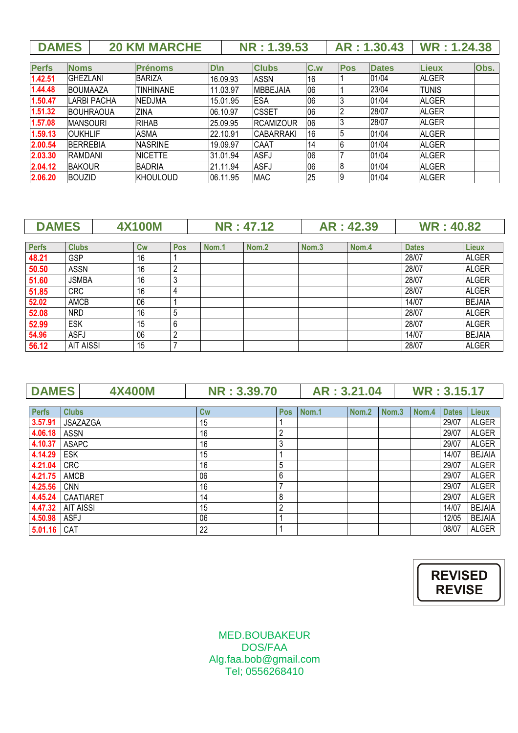| DAMES | 20 KM MARCHE | NR : 1.39.53 | AR : 1.30.43 | WR : 1.24.38 |
|---|---|---|---|---|

| Perfs | Noms | Prénoms | D\n | Clubs | C.w | Pos | Dates | Lieux | Obs. |
|---|---|---|---|---|---|---|---|---|---|
| 1.42.51 | GHEZLANI | BARIZA | 16.09.93 | ASSN | 16 | 1 | 01/04 | ALGER | |
| 1.44.48 | BOUMAAZA | TINHINANE | 11.03.97 | MBBEJAIA | 06 | 1 | 23/04 | TUNIS | |
| 1.50.47 | LARBI PACHA | NEDJMA | 15.01.95 | ESA | 06 | 3 | 01/04 | ALGER | |
| 1.51.32 | BOUHRAOUA | ZINA | 06.10.97 | CSSET | 06 | 2 | 28/07 | ALGER | |
| 1.57.08 | MANSOURI | RIHAB | 25.09.95 | RCAMIZOUR | 06 | 3 | 28/07 | ALGER | |
| 1.59.13 | OUKHLIF | ASMA | 22.10.91 | CABARRAKI | 16 | 5 | 01/04 | ALGER | |
| 2.00.54 | BERREBIA | NASRINE | 19.09.97 | CAAT | 14 | 6 | 01/04 | ALGER | |
| 2.03.30 | RAMDANI | NICETTE | 31.01.94 | ASFJ | 06 | 7 | 01/04 | ALGER | |
| 2.04.12 | BAKOUR | BADRIA | 21.11.94 | ASFJ | 06 | 8 | 01/04 | ALGER | |
| 2.06.20 | BOUZID | KHOULOUD | 06.11.95 | MAC | 25 | 9 | 01/04 | ALGER | |

| DAMES | 4X100M | NR : 47.12 | AR : 42.39 | WR : 40.82 |
|---|---|---|---|---|

| Perfs | Clubs | Cw | Pos | Nom.1 | Nom.2 | Nom.3 | Nom.4 | Dates | Lieux |
|---|---|---|---|---|---|---|---|---|---|
| 48.21 | GSP | 16 | 1 | | | | | 28/07 | ALGER |
| 50.50 | ASSN | 16 | 2 | | | | | 28/07 | ALGER |
| 51.60 | JSMBA | 16 | 3 | | | | | 28/07 | ALGER |
| 51.85 | CRC | 16 | 4 | | | | | 28/07 | ALGER |
| 52.02 | AMCB | 06 | 1 | | | | | 14/07 | BEJAIA |
| 52.08 | NRD | 16 | 5 | | | | | 28/07 | ALGER |
| 52.99 | ESK | 15 | 6 | | | | | 28/07 | ALGER |
| 54.96 | ASFJ | 06 | 2 | | | | | 14/07 | BEJAIA |
| 56.12 | AIT AISSI | 15 | 7 | | | | | 28/07 | ALGER |

| DAMES | 4X400M | NR : 3.39.70 | AR : 3.21.04 | WR : 3.15.17 |
|---|---|---|---|---|

| Perfs | Clubs | Cw | Pos | Nom.1 | Nom.2 | Nom.3 | Nom.4 | Dates | Lieux |
|---|---|---|---|---|---|---|---|---|---|
| 3.57.91 | JSAZAZGA | 15 | 1 | | | | | 29/07 | ALGER |
| 4.06.18 | ASSN | 16 | 2 | | | | | 29/07 | ALGER |
| 4.10.37 | ASAPC | 16 | 3 | | | | | 29/07 | ALGER |
| 4.14.29 | ESK | 15 | 1 | | | | | 14/07 | BEJAIA |
| 4.21.04 | CRC | 16 | 5 | | | | | 29/07 | ALGER |
| 4.21.75 | AMCB | 06 | 6 | | | | | 29/07 | ALGER |
| 4.25.56 | CNN | 16 | 7 | | | | | 29/07 | ALGER |
| 4.45.24 | CAATIARET | 14 | 8 | | | | | 29/07 | ALGER |
| 4.47.32 | AIT AISSI | 15 | 2 | | | | | 14/07 | BEJAIA |
| 4.50.98 | ASFJ | 06 | 1 | | | | | 12/05 | BEJAIA |
| 5.01.16 | CAT | 22 | 1 | | | | | 08/07 | ALGER |

**REVISED**
**REVISE**

MED.BOUBAKEUR
DOS/FAA
Alg.faa.bob@gmail.com
Tel; 0556268410